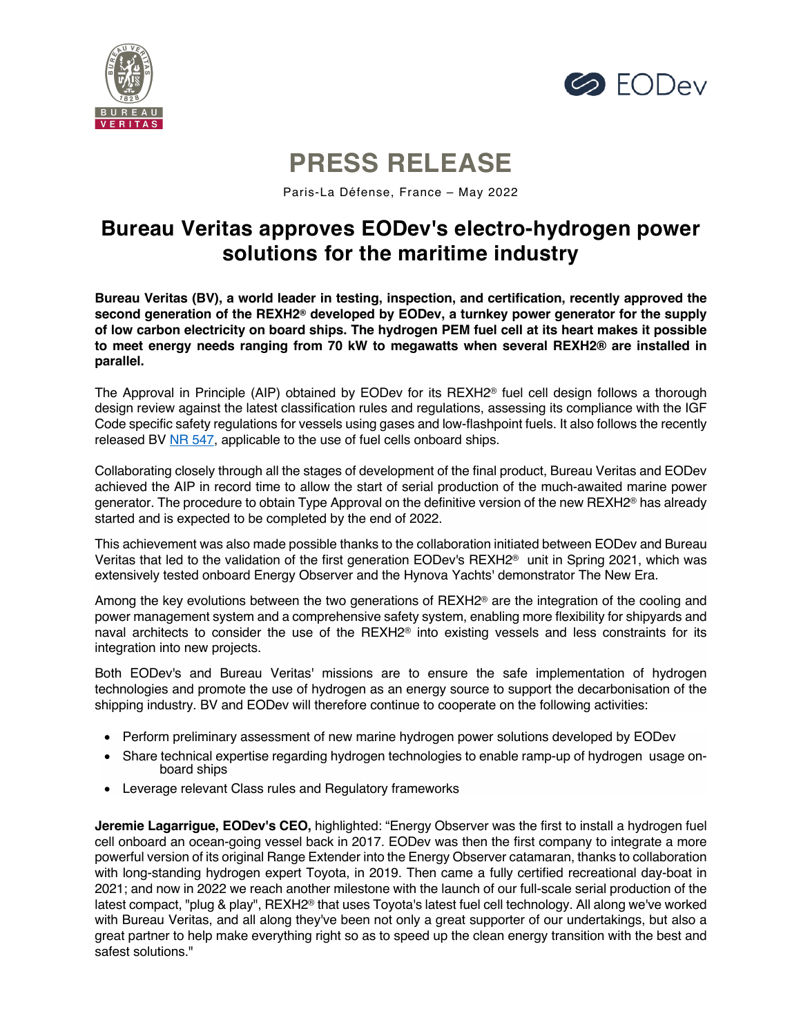# PRESS RELEASE

Paris-La Défense, France – May 2022

## Bureau Veritas approves EODev's electro-hydrogen power solutions for the maritime industry

**Bureau Veritas (BV), a world leader in testing, inspection, and certification, recently approved the second generation of the REXH2® developed by EODev, a turnkey power generator for the supply of low carbon electricity on board ships. The hydrogen PEM fuel cell at its heart makes it possible to meet energy needs ranging from 70 kW to megawatts when several REXH2® are installed in parallel.**

The Approval in Principle (AIP) obtained by EODev for its REXH2® fuel cell design follows a thorough design review against the latest classification rules and regulations, assessing its compliance with the IGF Code specific safety regulations for vessels using gases and low-flashpoint fuels. It also follows the recently released BV NR 547, applicable to the use of fuel cells onboard ships.

Collaborating closely through all the stages of development of the final product, Bureau Veritas and EODev achieved the AIP in record time to allow the start of serial production of the much-awaited marine power generator. The procedure to obtain Type Approval on the definitive version of the new REXH2® has already started and is expected to be completed by the end of 2022.

This achievement was also made possible thanks to the collaboration initiated between EODev and Bureau Veritas that led to the validation of the first generation EODev's REXH2® unit in Spring 2021, which was extensively tested onboard Energy Observer and the Hynova Yachts' demonstrator The New Era.

Among the key evolutions between the two generations of REXH2® are the integration of the cooling and power management system and a comprehensive safety system, enabling more flexibility for shipyards and naval architects to consider the use of the REXH2® into existing vessels and less constraints for its integration into new projects.

Both EODev's and Bureau Veritas' missions are to ensure the safe implementation of hydrogen technologies and promote the use of hydrogen as an energy source to support the decarbonisation of the shipping industry. BV and EODev will therefore continue to cooperate on the following activities:

- Perform preliminary assessment of new marine hydrogen power solutions developed by EODev
- Share technical expertise regarding hydrogen technologies to enable ramp-up of hydrogen usage on-board ships
- Leverage relevant Class rules and Regulatory frameworks

**Jeremie Lagarrigue, EODev's CEO,** highlighted: "Energy Observer was the first to install a hydrogen fuel cell onboard an ocean-going vessel back in 2017. EODev was then the first company to integrate a more powerful version of its original Range Extender into the Energy Observer catamaran, thanks to collaboration with long-standing hydrogen expert Toyota, in 2019. Then came a fully certified recreational day-boat in 2021; and now in 2022 we reach another milestone with the launch of our full-scale serial production of the latest compact, "plug & play", REXH2® that uses Toyota's latest fuel cell technology. All along we've worked with Bureau Veritas, and all along they've been not only a great supporter of our undertakings, but also a great partner to help make everything right so as to speed up the clean energy transition with the best and safest solutions."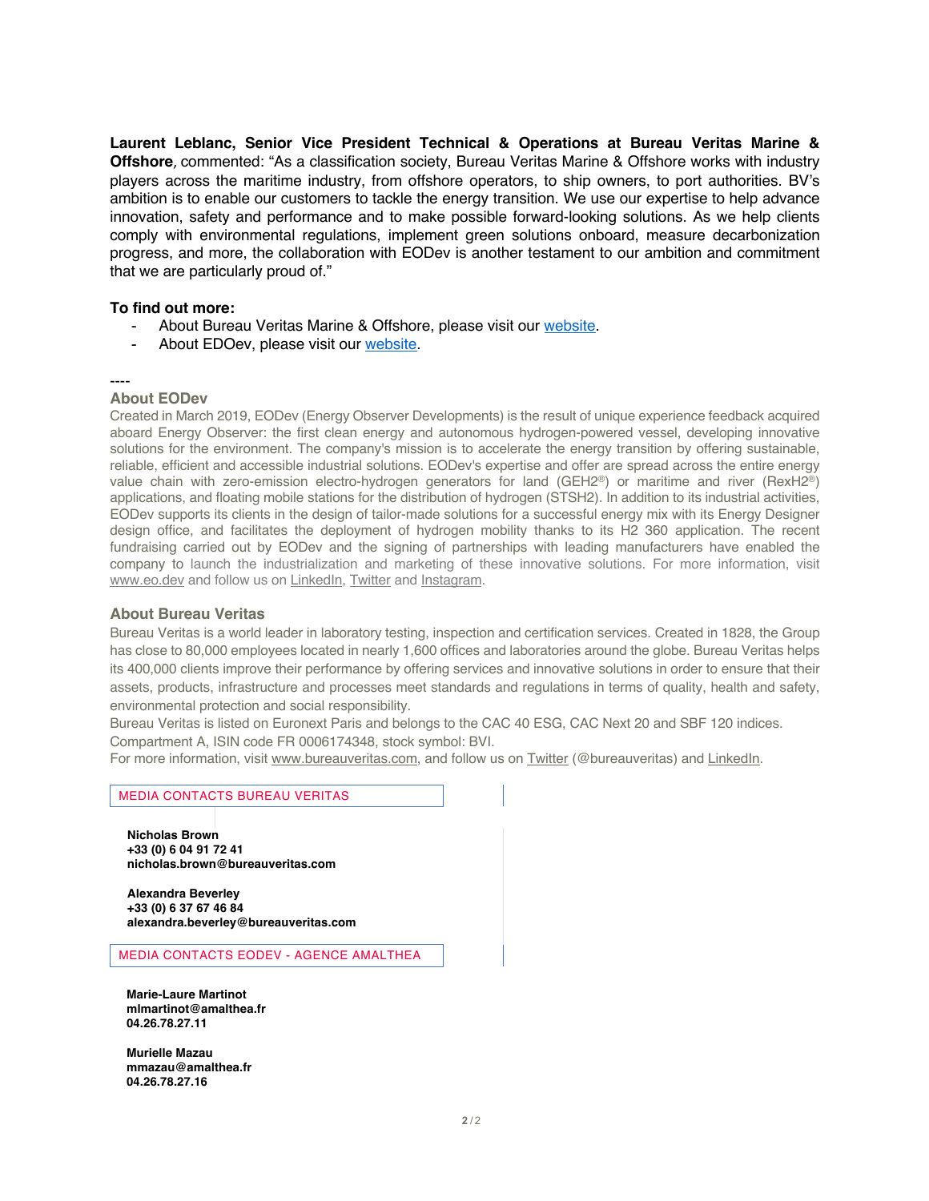**Laurent Leblanc, Senior Vice President Technical & Operations at Bureau Veritas Marine & Offshore**, commented: "As a classification society, Bureau Veritas Marine & Offshore works with industry players across the maritime industry, from offshore operators, to ship owners, to port authorities. BV's ambition is to enable our customers to tackle the energy transition. We use our expertise to help advance innovation, safety and performance and to make possible forward-looking solutions. As we help clients comply with environmental regulations, implement green solutions onboard, measure decarbonization progress, and more, the collaboration with EODev is another testament to our ambition and commitment that we are particularly proud of."

**To find out more:**

- About Bureau Veritas Marine & Offshore, please visit our website.
- About EDOev, please visit our website.

----

### About EODev

Created in March 2019, EODev (Energy Observer Developments) is the result of unique experience feedback acquired aboard Energy Observer: the first clean energy and autonomous hydrogen-powered vessel, developing innovative solutions for the environment. The company's mission is to accelerate the energy transition by offering sustainable, reliable, efficient and accessible industrial solutions. EODev's expertise and offer are spread across the entire energy value chain with zero-emission electro-hydrogen generators for land (GEH2®) or maritime and river (RexH2®) applications, and floating mobile stations for the distribution of hydrogen (STSH2). In addition to its industrial activities, EODev supports its clients in the design of tailor-made solutions for a successful energy mix with its Energy Designer design office, and facilitates the deployment of hydrogen mobility thanks to its H2 360 application. The recent fundraising carried out by EODev and the signing of partnerships with leading manufacturers have enabled the company to launch the industrialization and marketing of these innovative solutions. For more information, visit www.eo.dev and follow us on LinkedIn, Twitter and Instagram.

### About Bureau Veritas

Bureau Veritas is a world leader in laboratory testing, inspection and certification services. Created in 1828, the Group has close to 80,000 employees located in nearly 1,600 offices and laboratories around the globe. Bureau Veritas helps its 400,000 clients improve their performance by offering services and innovative solutions in order to ensure that their assets, products, infrastructure and processes meet standards and regulations in terms of quality, health and safety, environmental protection and social responsibility.
Bureau Veritas is listed on Euronext Paris and belongs to the CAC 40 ESG, CAC Next 20 and SBF 120 indices.
Compartment A, ISIN code FR 0006174348, stock symbol: BVI.
For more information, visit www.bureauveritas.com, and follow us on Twitter (@bureauveritas) and LinkedIn.

MEDIA CONTACTS BUREAU VERITAS

**Nicholas Brown**
**+33 (0) 6 04 91 72 41**
**nicholas.brown@bureauveritas.com**

**Alexandra Beverley**
**+33 (0) 6 37 67 46 84**
**alexandra.beverley@bureauveritas.com**

MEDIA CONTACTS EODEV - AGENCE AMALTHEA

**Marie-Laure Martinot**
**mlmartinot@amalthea.fr**
**04.26.78.27.11**

**Murielle Mazau**
**mmazau@amalthea.fr**
**04.26.78.27.16**